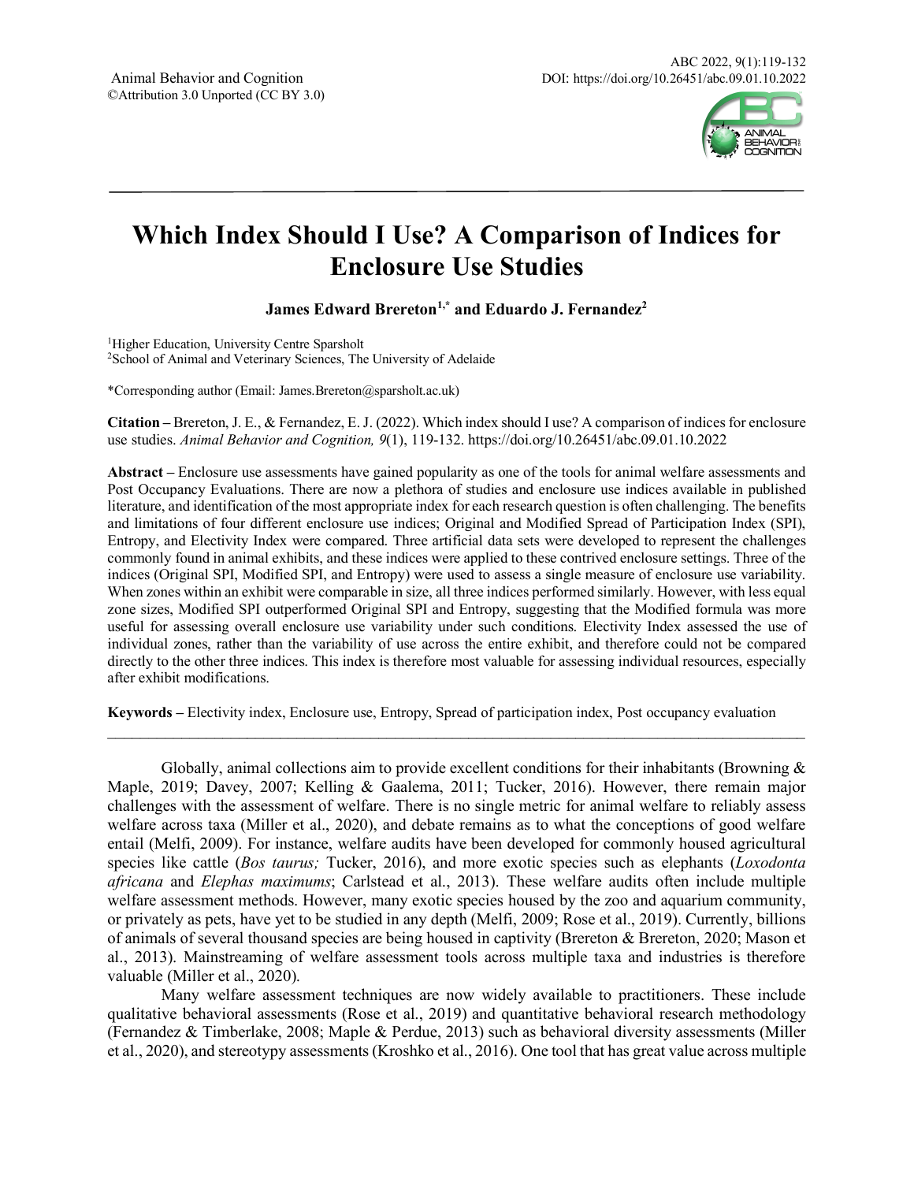Animal Behavior and Cognition
©Attribution 3.0 Unported (CC BY 3.0)

DOI: https://doi.org/10.26451/abc.09.01.10.2022

# Which Index Should I Use? A Comparison of Indices for Enclosure Use Studies

**James Edward Brereton[1,*] and Eduardo J. Fernandez[2]**

[1]Higher Education, University Centre Sparsholt
[2]School of Animal and Veterinary Sciences, The University of Adelaide

*Corresponding author (Email: James.Brereton@sparsholt.ac.uk)

**Citation –** Brereton, J. E., & Fernandez, E. J. (2022). Which index should I use? A comparison of indices for enclosure use studies. *Animal Behavior and Cognition, 9*(1), 119-132. https://doi.org/10.26451/abc.09.01.10.2022

**Abstract –** Enclosure use assessments have gained popularity as one of the tools for animal welfare assessments and Post Occupancy Evaluations. There are now a plethora of studies and enclosure use indices available in published literature, and identification of the most appropriate index for each research question is often challenging. The benefits and limitations of four different enclosure use indices; Original and Modified Spread of Participation Index (SPI), Entropy, and Electivity Index were compared. Three artificial data sets were developed to represent the challenges commonly found in animal exhibits, and these indices were applied to these contrived enclosure settings. Three of the indices (Original SPI, Modified SPI, and Entropy) were used to assess a single measure of enclosure use variability. When zones within an exhibit were comparable in size, all three indices performed similarly. However, with less equal zone sizes, Modified SPI outperformed Original SPI and Entropy, suggesting that the Modified formula was more useful for assessing overall enclosure use variability under such conditions. Electivity Index assessed the use of individual zones, rather than the variability of use across the entire exhibit, and therefore could not be compared directly to the other three indices. This index is therefore most valuable for assessing individual resources, especially after exhibit modifications.

**Keywords –** Electivity index, Enclosure use, Entropy, Spread of participation index, Post occupancy evaluation

Globally, animal collections aim to provide excellent conditions for their inhabitants (Browning & Maple, 2019; Davey, 2007; Kelling & Gaalema, 2011; Tucker, 2016). However, there remain major challenges with the assessment of welfare. There is no single metric for animal welfare to reliably assess welfare across taxa (Miller et al., 2020), and debate remains as to what the conceptions of good welfare entail (Melfi, 2009). For instance, welfare audits have been developed for commonly housed agricultural species like cattle (*Bos taurus;* Tucker, 2016), and more exotic species such as elephants (*Loxodonta africana* and *Elephas maximums*; Carlstead et al., 2013). These welfare audits often include multiple welfare assessment methods. However, many exotic species housed by the zoo and aquarium community, or privately as pets, have yet to be studied in any depth (Melfi, 2009; Rose et al., 2019). Currently, billions of animals of several thousand species are being housed in captivity (Brereton & Brereton, 2020; Mason et al., 2013). Mainstreaming of welfare assessment tools across multiple taxa and industries is therefore valuable (Miller et al., 2020).

Many welfare assessment techniques are now widely available to practitioners. These include qualitative behavioral assessments (Rose et al., 2019) and quantitative behavioral research methodology (Fernandez & Timberlake, 2008; Maple & Perdue, 2013) such as behavioral diversity assessments (Miller et al., 2020), and stereotypy assessments (Kroshko et al., 2016). One tool that has great value across multiple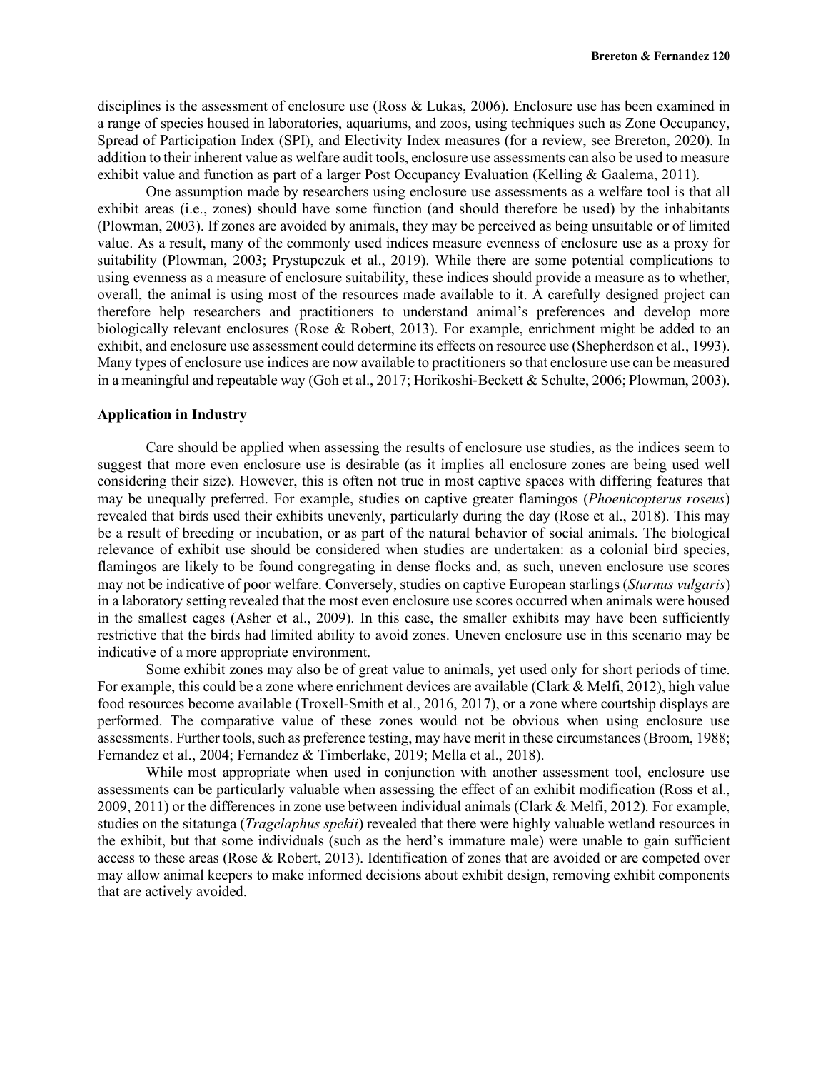disciplines is the assessment of enclosure use (Ross & Lukas, 2006). Enclosure use has been examined in a range of species housed in laboratories, aquariums, and zoos, using techniques such as Zone Occupancy, Spread of Participation Index (SPI), and Electivity Index measures (for a review, see Brereton, 2020). In addition to their inherent value as welfare audit tools, enclosure use assessments can also be used to measure exhibit value and function as part of a larger Post Occupancy Evaluation (Kelling & Gaalema, 2011).

One assumption made by researchers using enclosure use assessments as a welfare tool is that all exhibit areas (i.e., zones) should have some function (and should therefore be used) by the inhabitants (Plowman, 2003). If zones are avoided by animals, they may be perceived as being unsuitable or of limited value. As a result, many of the commonly used indices measure evenness of enclosure use as a proxy for suitability (Plowman, 2003; Prystupczuk et al., 2019). While there are some potential complications to using evenness as a measure of enclosure suitability, these indices should provide a measure as to whether, overall, the animal is using most of the resources made available to it. A carefully designed project can therefore help researchers and practitioners to understand animal's preferences and develop more biologically relevant enclosures (Rose & Robert, 2013). For example, enrichment might be added to an exhibit, and enclosure use assessment could determine its effects on resource use (Shepherdson et al., 1993). Many types of enclosure use indices are now available to practitioners so that enclosure use can be measured in a meaningful and repeatable way (Goh et al., 2017; Horikoshi-Beckett & Schulte, 2006; Plowman, 2003).

### Application in Industry

Care should be applied when assessing the results of enclosure use studies, as the indices seem to suggest that more even enclosure use is desirable (as it implies all enclosure zones are being used well considering their size). However, this is often not true in most captive spaces with differing features that may be unequally preferred. For example, studies on captive greater flamingos (*Phoenicopterus roseus*) revealed that birds used their exhibits unevenly, particularly during the day (Rose et al., 2018). This may be a result of breeding or incubation, or as part of the natural behavior of social animals. The biological relevance of exhibit use should be considered when studies are undertaken: as a colonial bird species, flamingos are likely to be found congregating in dense flocks and, as such, uneven enclosure use scores may not be indicative of poor welfare. Conversely, studies on captive European starlings (*Sturnus vulgaris*) in a laboratory setting revealed that the most even enclosure use scores occurred when animals were housed in the smallest cages (Asher et al., 2009). In this case, the smaller exhibits may have been sufficiently restrictive that the birds had limited ability to avoid zones. Uneven enclosure use in this scenario may be indicative of a more appropriate environment.

Some exhibit zones may also be of great value to animals, yet used only for short periods of time. For example, this could be a zone where enrichment devices are available (Clark & Melfi, 2012), high value food resources become available (Troxell-Smith et al., 2016, 2017), or a zone where courtship displays are performed. The comparative value of these zones would not be obvious when using enclosure use assessments. Further tools, such as preference testing, may have merit in these circumstances (Broom, 1988; Fernandez et al., 2004; Fernandez & Timberlake, 2019; Mella et al., 2018).

While most appropriate when used in conjunction with another assessment tool, enclosure use assessments can be particularly valuable when assessing the effect of an exhibit modification (Ross et al., 2009, 2011) or the differences in zone use between individual animals (Clark & Melfi, 2012). For example, studies on the sitatunga (*Tragelaphus spekii*) revealed that there were highly valuable wetland resources in the exhibit, but that some individuals (such as the herd's immature male) were unable to gain sufficient access to these areas (Rose & Robert, 2013). Identification of zones that are avoided or are competed over may allow animal keepers to make informed decisions about exhibit design, removing exhibit components that are actively avoided.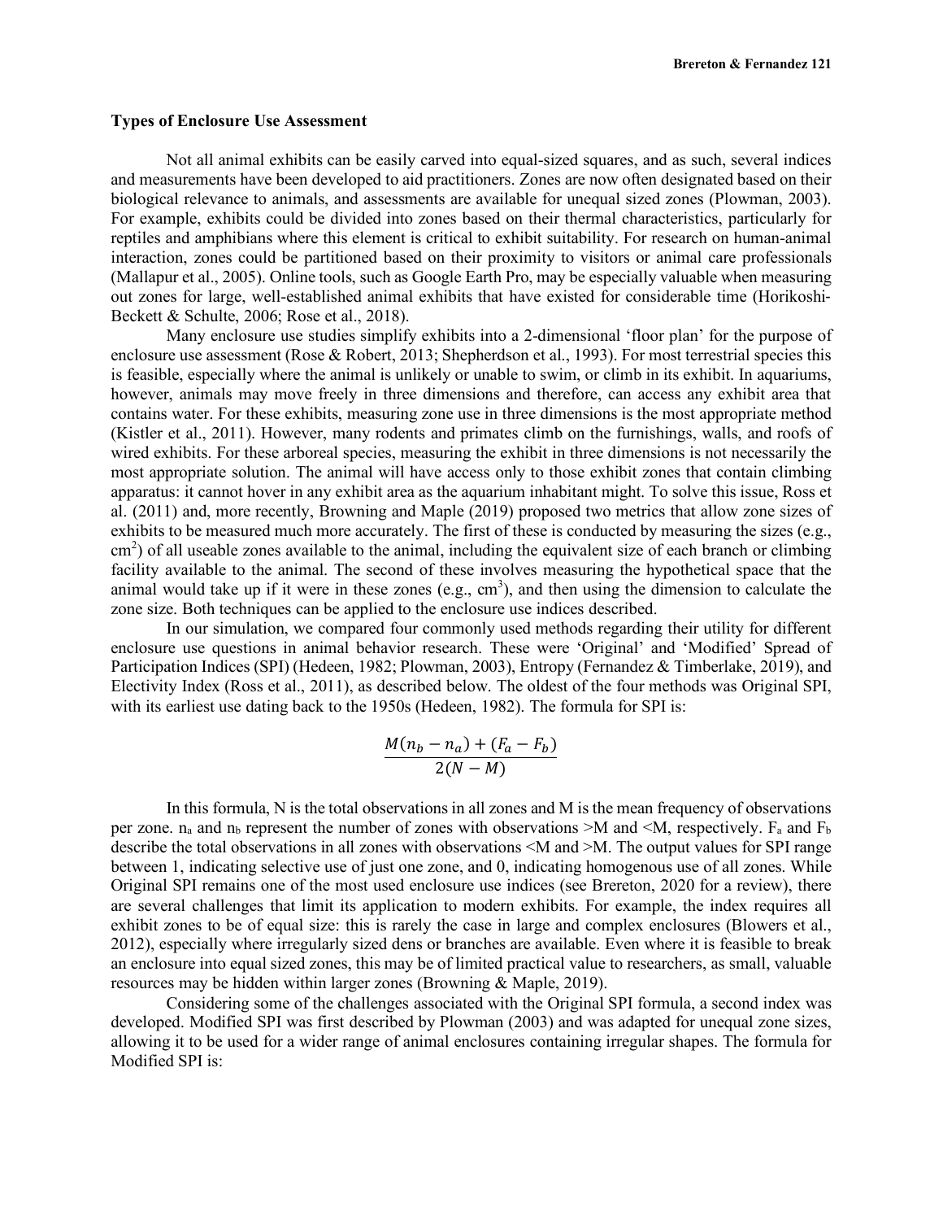### Types of Enclosure Use Assessment

Not all animal exhibits can be easily carved into equal-sized squares, and as such, several indices and measurements have been developed to aid practitioners. Zones are now often designated based on their biological relevance to animals, and assessments are available for unequal sized zones (Plowman, 2003). For example, exhibits could be divided into zones based on their thermal characteristics, particularly for reptiles and amphibians where this element is critical to exhibit suitability. For research on human-animal interaction, zones could be partitioned based on their proximity to visitors or animal care professionals (Mallapur et al., 2005). Online tools, such as Google Earth Pro, may be especially valuable when measuring out zones for large, well-established animal exhibits that have existed for considerable time (Horikoshi-Beckett & Schulte, 2006; Rose et al., 2018).

Many enclosure use studies simplify exhibits into a 2-dimensional 'floor plan' for the purpose of enclosure use assessment (Rose & Robert, 2013; Shepherdson et al., 1993). For most terrestrial species this is feasible, especially where the animal is unlikely or unable to swim, or climb in its exhibit. In aquariums, however, animals may move freely in three dimensions and therefore, can access any exhibit area that contains water. For these exhibits, measuring zone use in three dimensions is the most appropriate method (Kistler et al., 2011). However, many rodents and primates climb on the furnishings, walls, and roofs of wired exhibits. For these arboreal species, measuring the exhibit in three dimensions is not necessarily the most appropriate solution. The animal will have access only to those exhibit zones that contain climbing apparatus: it cannot hover in any exhibit area as the aquarium inhabitant might. To solve this issue, Ross et al. (2011) and, more recently, Browning and Maple (2019) proposed two metrics that allow zone sizes of exhibits to be measured much more accurately. The first of these is conducted by measuring the sizes (e.g., $cm^2$) of all useable zones available to the animal, including the equivalent size of each branch or climbing facility available to the animal. The second of these involves measuring the hypothetical space that the animal would take up if it were in these zones (e.g., $cm^3$), and then using the dimension to calculate the zone size. Both techniques can be applied to the enclosure use indices described.

In our simulation, we compared four commonly used methods regarding their utility for different enclosure use questions in animal behavior research. These were 'Original' and 'Modified' Spread of Participation Indices (SPI) (Hedeen, 1982; Plowman, 2003), Entropy (Fernandez & Timberlake, 2019), and Electivity Index (Ross et al., 2011), as described below. The oldest of the four methods was Original SPI, with its earliest use dating back to the 1950s (Hedeen, 1982). The formula for SPI is:

$$\frac{M(n_b - n_a) + (F_a - F_b)}{2(N - M)}$$

In this formula, N is the total observations in all zones and M is the mean frequency of observations per zone. $n_a$ and $n_b$ represent the number of zones with observations >M and <M, respectively. $F_a$ and $F_b$ describe the total observations in all zones with observations <M and >M. The output values for SPI range between 1, indicating selective use of just one zone, and 0, indicating homogenous use of all zones. While Original SPI remains one of the most used enclosure use indices (see Brereton, 2020 for a review), there are several challenges that limit its application to modern exhibits. For example, the index requires all exhibit zones to be of equal size: this is rarely the case in large and complex enclosures (Blowers et al., 2012), especially where irregularly sized dens or branches are available. Even where it is feasible to break an enclosure into equal sized zones, this may be of limited practical value to researchers, as small, valuable resources may be hidden within larger zones (Browning & Maple, 2019).

Considering some of the challenges associated with the Original SPI formula, a second index was developed. Modified SPI was first described by Plowman (2003) and was adapted for unequal zone sizes, allowing it to be used for a wider range of animal enclosures containing irregular shapes. The formula for Modified SPI is: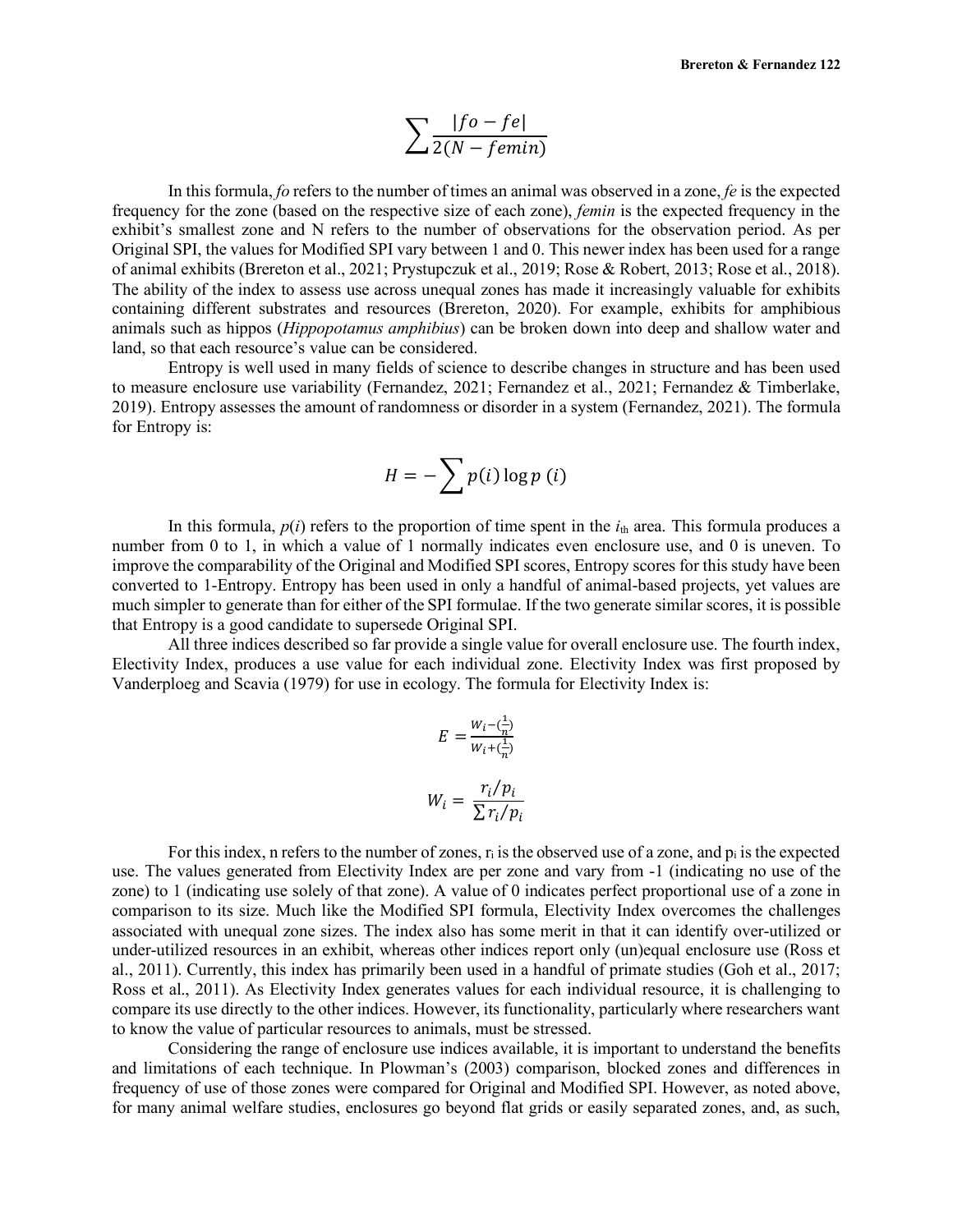$$\sum \frac{|fo - fe|}{2(N - femin)}$$

In this formula, *fo* refers to the number of times an animal was observed in a zone, *fe* is the expected frequency for the zone (based on the respective size of each zone), *femin* is the expected frequency in the exhibit's smallest zone and N refers to the number of observations for the observation period. As per Original SPI, the values for Modified SPI vary between 1 and 0. This newer index has been used for a range of animal exhibits (Brereton et al., 2021; Prystupczuk et al., 2019; Rose & Robert, 2013; Rose et al., 2018). The ability of the index to assess use across unequal zones has made it increasingly valuable for exhibits containing different substrates and resources (Brereton, 2020). For example, exhibits for amphibious animals such as hippos (*Hippopotamus amphibius*) can be broken down into deep and shallow water and land, so that each resource's value can be considered.

Entropy is well used in many fields of science to describe changes in structure and has been used to measure enclosure use variability (Fernandez, 2021; Fernandez et al., 2021; Fernandez & Timberlake, 2019). Entropy assesses the amount of randomness or disorder in a system (Fernandez, 2021). The formula for Entropy is:

$$H = -\sum p(i) \log p\ (i)$$

In this formula, $p(i)$ refers to the proportion of time spent in the $i_{th}$ area. This formula produces a number from 0 to 1, in which a value of 1 normally indicates even enclosure use, and 0 is uneven. To improve the comparability of the Original and Modified SPI scores, Entropy scores for this study have been converted to 1-Entropy. Entropy has been used in only a handful of animal-based projects, yet values are much simpler to generate than for either of the SPI formulae. If the two generate similar scores, it is possible that Entropy is a good candidate to supersede Original SPI.

All three indices described so far provide a single value for overall enclosure use. The fourth index, Electivity Index, produces a use value for each individual zone. Electivity Index was first proposed by Vanderploeg and Scavia (1979) for use in ecology. The formula for Electivity Index is:

$$E = \frac{W_i - (\frac{1}{n})}{W_i + (\frac{1}{n})}$$

$$W_i = \frac{r_i / p_i}{\sum r_i / p_i}$$

For this index, n refers to the number of zones, $r_i$ is the observed use of a zone, and $p_i$ is the expected use. The values generated from Electivity Index are per zone and vary from -1 (indicating no use of the zone) to 1 (indicating use solely of that zone). A value of 0 indicates perfect proportional use of a zone in comparison to its size. Much like the Modified SPI formula, Electivity Index overcomes the challenges associated with unequal zone sizes. The index also has some merit in that it can identify over-utilized or under-utilized resources in an exhibit, whereas other indices report only (un)equal enclosure use (Ross et al., 2011). Currently, this index has primarily been used in a handful of primate studies (Goh et al., 2017; Ross et al., 2011). As Electivity Index generates values for each individual resource, it is challenging to compare its use directly to the other indices. However, its functionality, particularly where researchers want to know the value of particular resources to animals, must be stressed.

Considering the range of enclosure use indices available, it is important to understand the benefits and limitations of each technique. In Plowman's (2003) comparison, blocked zones and differences in frequency of use of those zones were compared for Original and Modified SPI. However, as noted above, for many animal welfare studies, enclosures go beyond flat grids or easily separated zones, and, as such,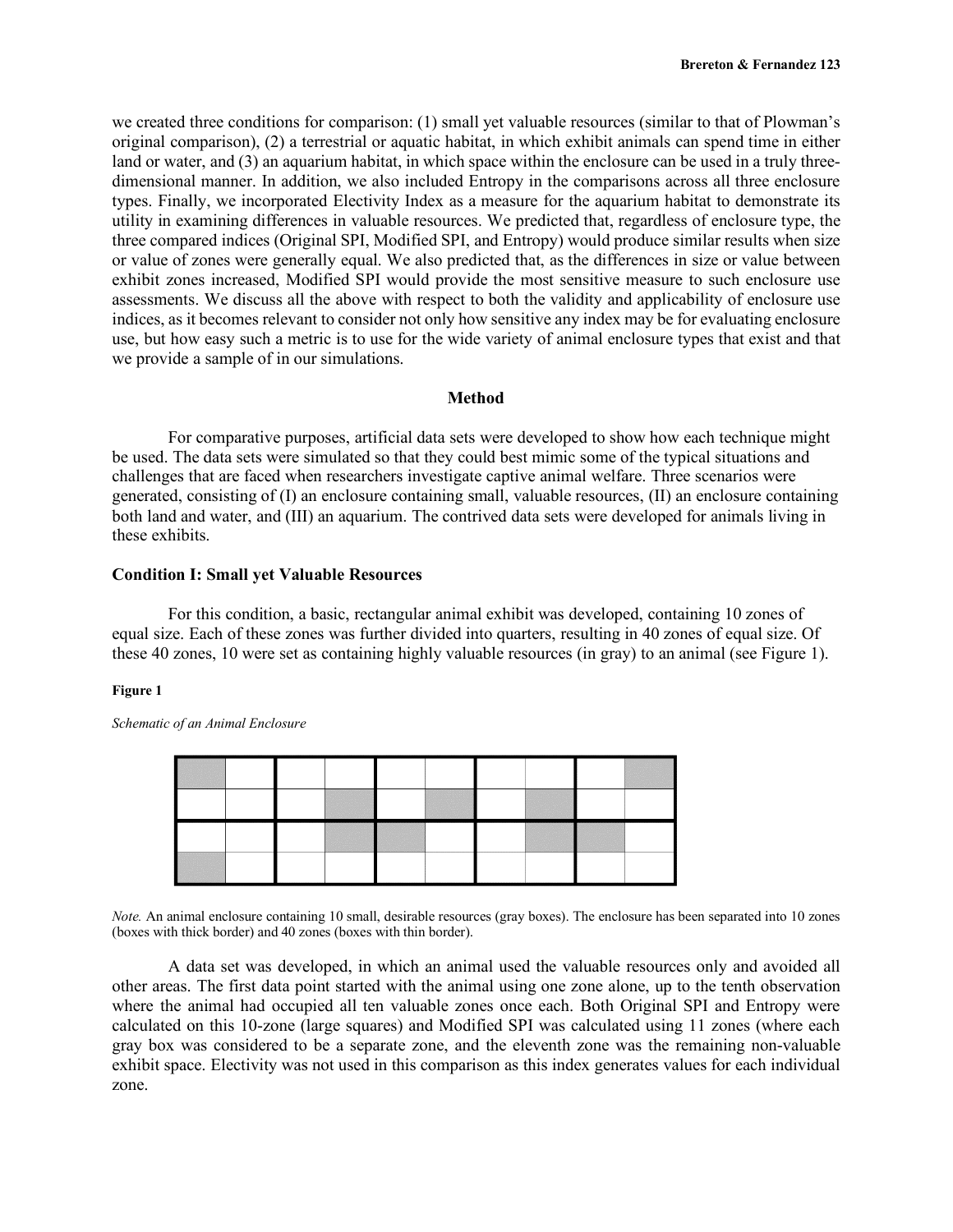we created three conditions for comparison: (1) small yet valuable resources (similar to that of Plowman's original comparison), (2) a terrestrial or aquatic habitat, in which exhibit animals can spend time in either land or water, and (3) an aquarium habitat, in which space within the enclosure can be used in a truly three-dimensional manner. In addition, we also included Entropy in the comparisons across all three enclosure types. Finally, we incorporated Electivity Index as a measure for the aquarium habitat to demonstrate its utility in examining differences in valuable resources. We predicted that, regardless of enclosure type, the three compared indices (Original SPI, Modified SPI, and Entropy) would produce similar results when size or value of zones were generally equal. We also predicted that, as the differences in size or value between exhibit zones increased, Modified SPI would provide the most sensitive measure to such enclosure use assessments. We discuss all the above with respect to both the validity and applicability of enclosure use indices, as it becomes relevant to consider not only how sensitive any index may be for evaluating enclosure use, but how easy such a metric is to use for the wide variety of animal enclosure types that exist and that we provide a sample of in our simulations.

## Method

For comparative purposes, artificial data sets were developed to show how each technique might be used. The data sets were simulated so that they could best mimic some of the typical situations and challenges that are faced when researchers investigate captive animal welfare. Three scenarios were generated, consisting of (I) an enclosure containing small, valuable resources, (II) an enclosure containing both land and water, and (III) an aquarium. The contrived data sets were developed for animals living in these exhibits.

### Condition I: Small yet Valuable Resources

For this condition, a basic, rectangular animal exhibit was developed, containing 10 zones of equal size. Each of these zones was further divided into quarters, resulting in 40 zones of equal size. Of these 40 zones, 10 were set as containing highly valuable resources (in gray) to an animal (see Figure 1).

**Figure 1**

*Schematic of an Animal Enclosure*

*Note.* An animal enclosure containing 10 small, desirable resources (gray boxes). The enclosure has been separated into 10 zones (boxes with thick border) and 40 zones (boxes with thin border).

A data set was developed, in which an animal used the valuable resources only and avoided all other areas. The first data point started with the animal using one zone alone, up to the tenth observation where the animal had occupied all ten valuable zones once each. Both Original SPI and Entropy were calculated on this 10-zone (large squares) and Modified SPI was calculated using 11 zones (where each gray box was considered to be a separate zone, and the eleventh zone was the remaining non-valuable exhibit space. Electivity was not used in this comparison as this index generates values for each individual zone.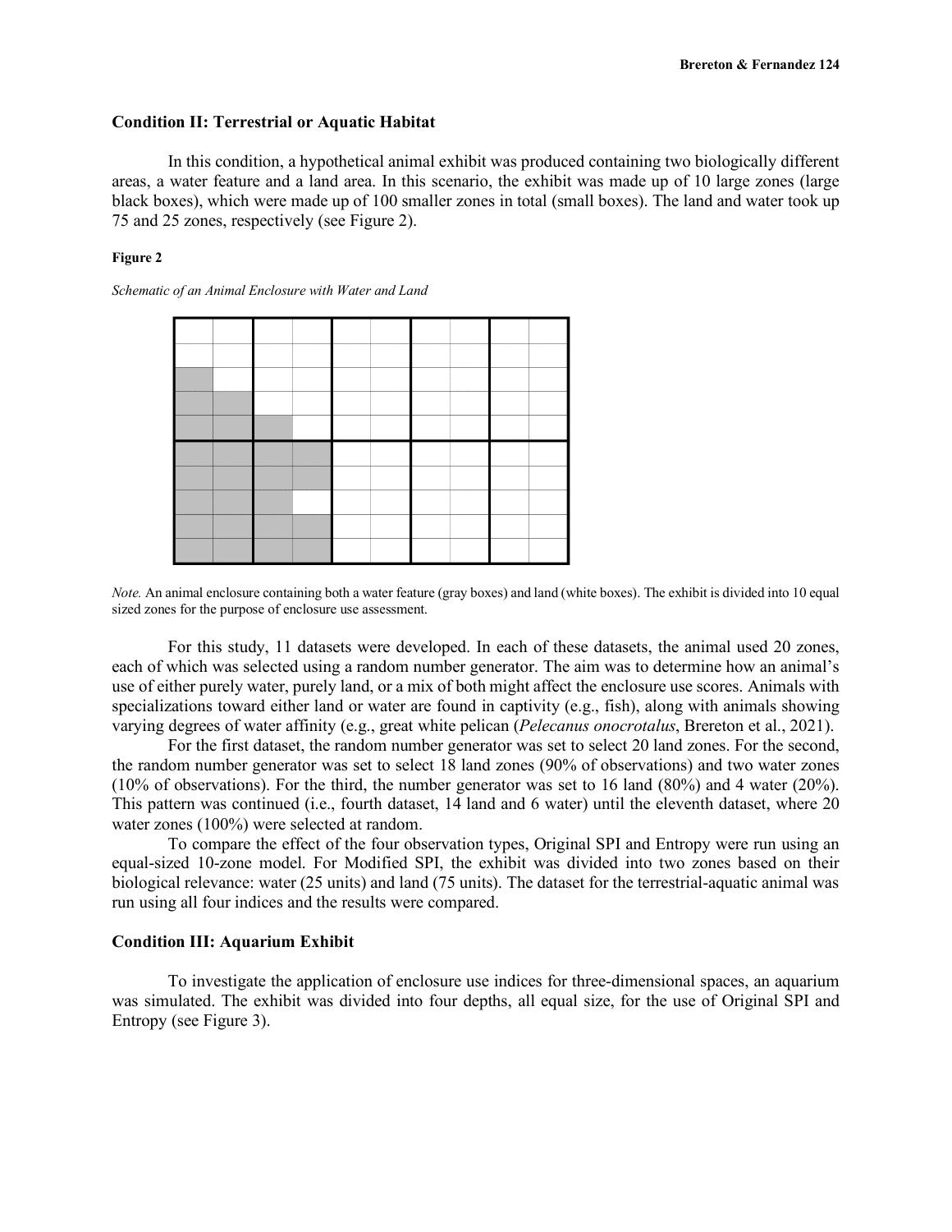## Condition II: Terrestrial or Aquatic Habitat

In this condition, a hypothetical animal exhibit was produced containing two biologically different areas, a water feature and a land area. In this scenario, the exhibit was made up of 10 large zones (large black boxes), which were made up of 100 smaller zones in total (small boxes). The land and water took up 75 and 25 zones, respectively (see Figure 2).

**Figure 2**

*Schematic of an Animal Enclosure with Water and Land*

*Note.* An animal enclosure containing both a water feature (gray boxes) and land (white boxes). The exhibit is divided into 10 equal sized zones for the purpose of enclosure use assessment.

For this study, 11 datasets were developed. In each of these datasets, the animal used 20 zones, each of which was selected using a random number generator. The aim was to determine how an animal's use of either purely water, purely land, or a mix of both might affect the enclosure use scores. Animals with specializations toward either land or water are found in captivity (e.g., fish), along with animals showing varying degrees of water affinity (e.g., great white pelican (*Pelecanus onocrotalus*, Brereton et al., 2021).

For the first dataset, the random number generator was set to select 20 land zones. For the second, the random number generator was set to select 18 land zones (90% of observations) and two water zones (10% of observations). For the third, the number generator was set to 16 land (80%) and 4 water (20%). This pattern was continued (i.e., fourth dataset, 14 land and 6 water) until the eleventh dataset, where 20 water zones (100%) were selected at random.

To compare the effect of the four observation types, Original SPI and Entropy were run using an equal-sized 10-zone model. For Modified SPI, the exhibit was divided into two zones based on their biological relevance: water (25 units) and land (75 units). The dataset for the terrestrial-aquatic animal was run using all four indices and the results were compared.

## Condition III: Aquarium Exhibit

To investigate the application of enclosure use indices for three-dimensional spaces, an aquarium was simulated. The exhibit was divided into four depths, all equal size, for the use of Original SPI and Entropy (see Figure 3).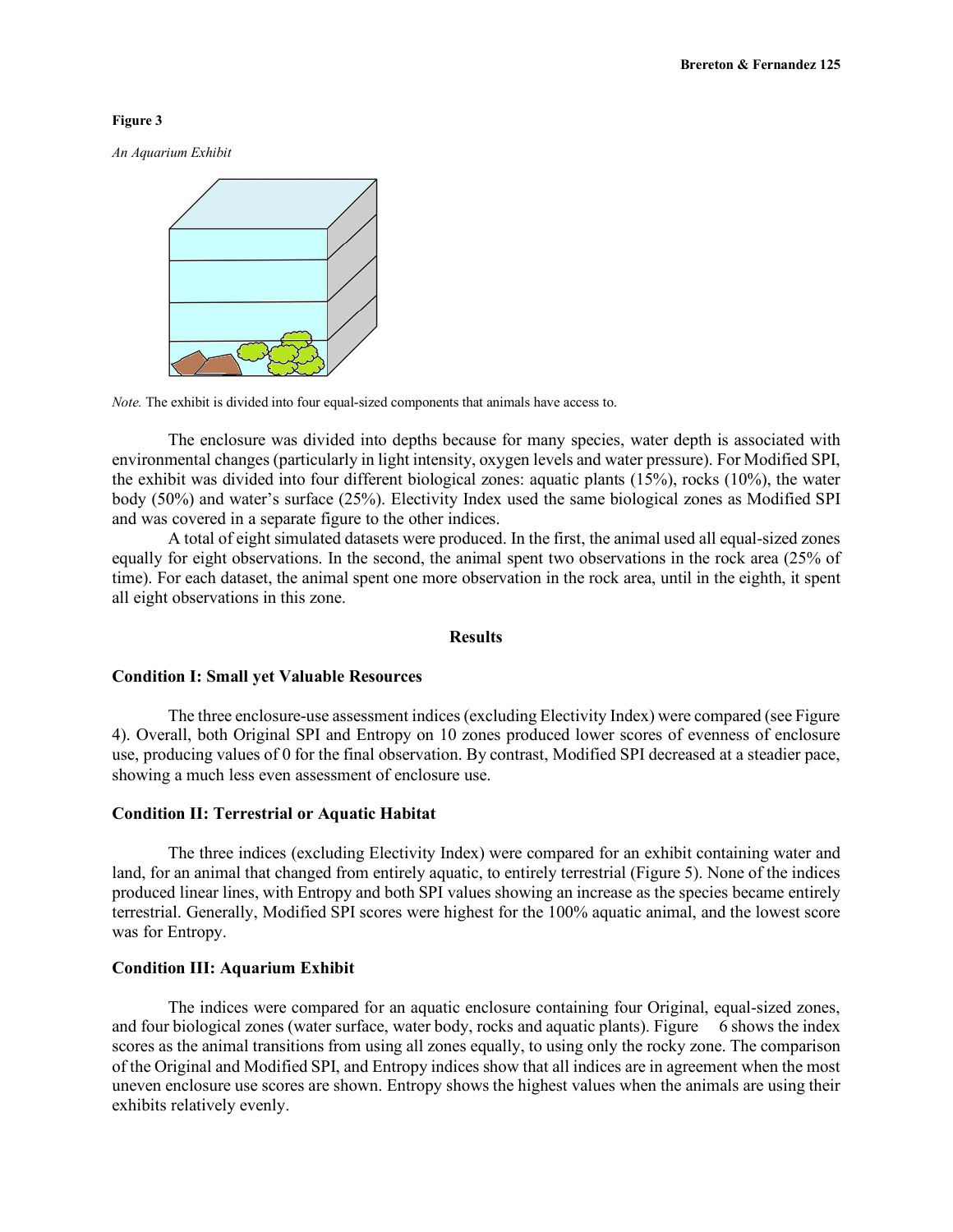**Figure 3**

*An Aquarium Exhibit*

*Note.* The exhibit is divided into four equal-sized components that animals have access to.

The enclosure was divided into depths because for many species, water depth is associated with environmental changes (particularly in light intensity, oxygen levels and water pressure). For Modified SPI, the exhibit was divided into four different biological zones: aquatic plants (15%), rocks (10%), the water body (50%) and water's surface (25%). Electivity Index used the same biological zones as Modified SPI and was covered in a separate figure to the other indices.

A total of eight simulated datasets were produced. In the first, the animal used all equal-sized zones equally for eight observations. In the second, the animal spent two observations in the rock area (25% of time). For each dataset, the animal spent one more observation in the rock area, until in the eighth, it spent all eight observations in this zone.

## Results

### Condition I: Small yet Valuable Resources

The three enclosure-use assessment indices (excluding Electivity Index) were compared (see Figure 4). Overall, both Original SPI and Entropy on 10 zones produced lower scores of evenness of enclosure use, producing values of 0 for the final observation. By contrast, Modified SPI decreased at a steadier pace, showing a much less even assessment of enclosure use.

### Condition II: Terrestrial or Aquatic Habitat

The three indices (excluding Electivity Index) were compared for an exhibit containing water and land, for an animal that changed from entirely aquatic, to entirely terrestrial (Figure 5). None of the indices produced linear lines, with Entropy and both SPI values showing an increase as the species became entirely terrestrial. Generally, Modified SPI scores were highest for the 100% aquatic animal, and the lowest score was for Entropy.

### Condition III: Aquarium Exhibit

The indices were compared for an aquatic enclosure containing four Original, equal-sized zones, and four biological zones (water surface, water body, rocks and aquatic plants). Figure 6 shows the index scores as the animal transitions from using all zones equally, to using only the rocky zone. The comparison of the Original and Modified SPI, and Entropy indices show that all indices are in agreement when the most uneven enclosure use scores are shown. Entropy shows the highest values when the animals are using their exhibits relatively evenly.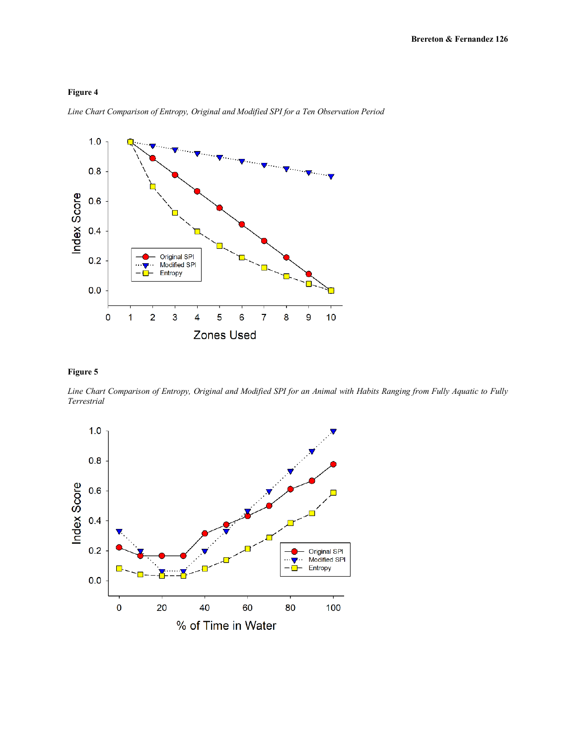**Figure 4**

*Line Chart Comparison of Entropy, Original and Modified SPI for a Ten Observation Period*

Index Score

1.0
0.8
0.6
0.4
0.2
0.0

0 1 2 3 4 5 6 7 8 9 10

Zones Used

Original SPI
Modified SPI
Entropy

**Figure 5**

*Line Chart Comparison of Entropy, Original and Modified SPI for an Animal with Habits Ranging from Fully Aquatic to Fully Terrestrial*

Index Score

1.0
0.8
0.6
0.4
0.2
0.0

0 20 40 60 80 100

% of Time in Water

Original SPI
Modified SPI
Entropy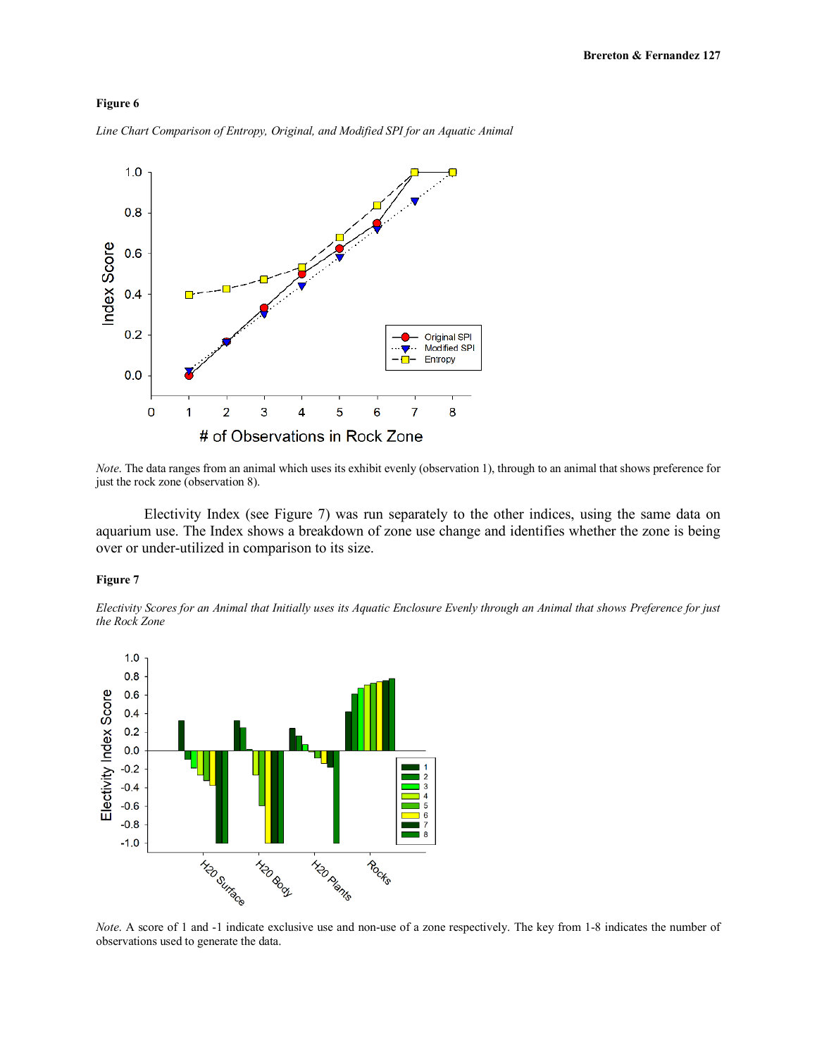**Figure 6**

*Line Chart Comparison of Entropy, Original, and Modified SPI for an Aquatic Animal*

Index Score

1.0
0.8
0.6
0.4
0.2
0.0

0 1 2 3 4 5 6 7 8

# of Observations in Rock Zone

Original SPI
Modified SPI
Entropy

*Note*. The data ranges from an animal which uses its exhibit evenly (observation 1), through to an animal that shows preference for just the rock zone (observation 8).

Electivity Index (see Figure 7) was run separately to the other indices, using the same data on aquarium use. The Index shows a breakdown of zone use change and identifies whether the zone is being over or under-utilized in comparison to its size.

**Figure 7**

*Electivity Scores for an Animal that Initially uses its Aquatic Enclosure Evenly through an Animal that shows Preference for just the Rock Zone*

Electivity Index Score

1.0
0.8
0.6
0.4
0.2
0.0
-0.2
-0.4
-0.6
-0.8
-1.0

H20 Surface
H20 Body
H20 Plants
Rocks

1
2
3
4
5
6
7
8

*Note*. A score of 1 and -1 indicate exclusive use and non-use of a zone respectively. The key from 1-8 indicates the number of observations used to generate the data.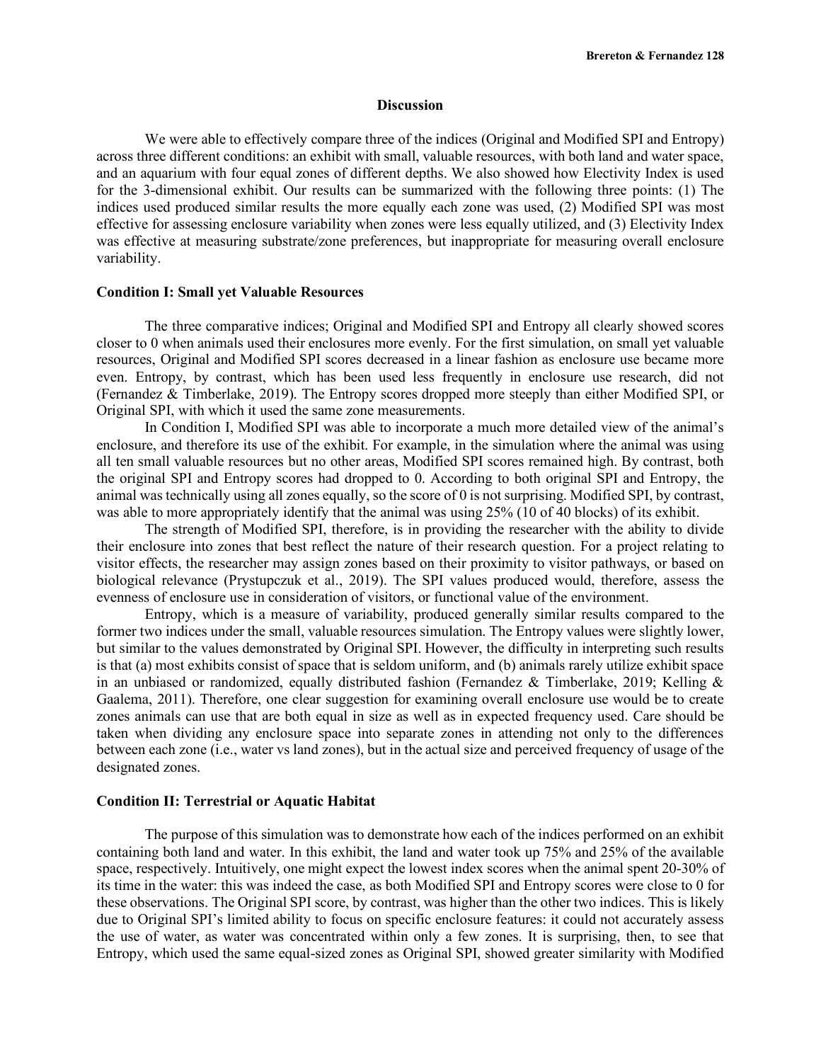## Discussion

We were able to effectively compare three of the indices (Original and Modified SPI and Entropy) across three different conditions: an exhibit with small, valuable resources, with both land and water space, and an aquarium with four equal zones of different depths. We also showed how Electivity Index is used for the 3-dimensional exhibit. Our results can be summarized with the following three points: (1) The indices used produced similar results the more equally each zone was used, (2) Modified SPI was most effective for assessing enclosure variability when zones were less equally utilized, and (3) Electivity Index was effective at measuring substrate/zone preferences, but inappropriate for measuring overall enclosure variability.

### Condition I: Small yet Valuable Resources

The three comparative indices; Original and Modified SPI and Entropy all clearly showed scores closer to 0 when animals used their enclosures more evenly. For the first simulation, on small yet valuable resources, Original and Modified SPI scores decreased in a linear fashion as enclosure use became more even. Entropy, by contrast, which has been used less frequently in enclosure use research, did not (Fernandez & Timberlake, 2019). The Entropy scores dropped more steeply than either Modified SPI, or Original SPI, with which it used the same zone measurements.

In Condition I, Modified SPI was able to incorporate a much more detailed view of the animal's enclosure, and therefore its use of the exhibit. For example, in the simulation where the animal was using all ten small valuable resources but no other areas, Modified SPI scores remained high. By contrast, both the original SPI and Entropy scores had dropped to 0. According to both original SPI and Entropy, the animal was technically using all zones equally, so the score of 0 is not surprising. Modified SPI, by contrast, was able to more appropriately identify that the animal was using 25% (10 of 40 blocks) of its exhibit.

The strength of Modified SPI, therefore, is in providing the researcher with the ability to divide their enclosure into zones that best reflect the nature of their research question. For a project relating to visitor effects, the researcher may assign zones based on their proximity to visitor pathways, or based on biological relevance (Prystupczuk et al., 2019). The SPI values produced would, therefore, assess the evenness of enclosure use in consideration of visitors, or functional value of the environment.

Entropy, which is a measure of variability, produced generally similar results compared to the former two indices under the small, valuable resources simulation. The Entropy values were slightly lower, but similar to the values demonstrated by Original SPI. However, the difficulty in interpreting such results is that (a) most exhibits consist of space that is seldom uniform, and (b) animals rarely utilize exhibit space in an unbiased or randomized, equally distributed fashion (Fernandez & Timberlake, 2019; Kelling & Gaalema, 2011). Therefore, one clear suggestion for examining overall enclosure use would be to create zones animals can use that are both equal in size as well as in expected frequency used. Care should be taken when dividing any enclosure space into separate zones in attending not only to the differences between each zone (i.e., water vs land zones), but in the actual size and perceived frequency of usage of the designated zones.

### Condition II: Terrestrial or Aquatic Habitat

The purpose of this simulation was to demonstrate how each of the indices performed on an exhibit containing both land and water. In this exhibit, the land and water took up 75% and 25% of the available space, respectively. Intuitively, one might expect the lowest index scores when the animal spent 20-30% of its time in the water: this was indeed the case, as both Modified SPI and Entropy scores were close to 0 for these observations. The Original SPI score, by contrast, was higher than the other two indices. This is likely due to Original SPI's limited ability to focus on specific enclosure features: it could not accurately assess the use of water, as water was concentrated within only a few zones. It is surprising, then, to see that Entropy, which used the same equal-sized zones as Original SPI, showed greater similarity with Modified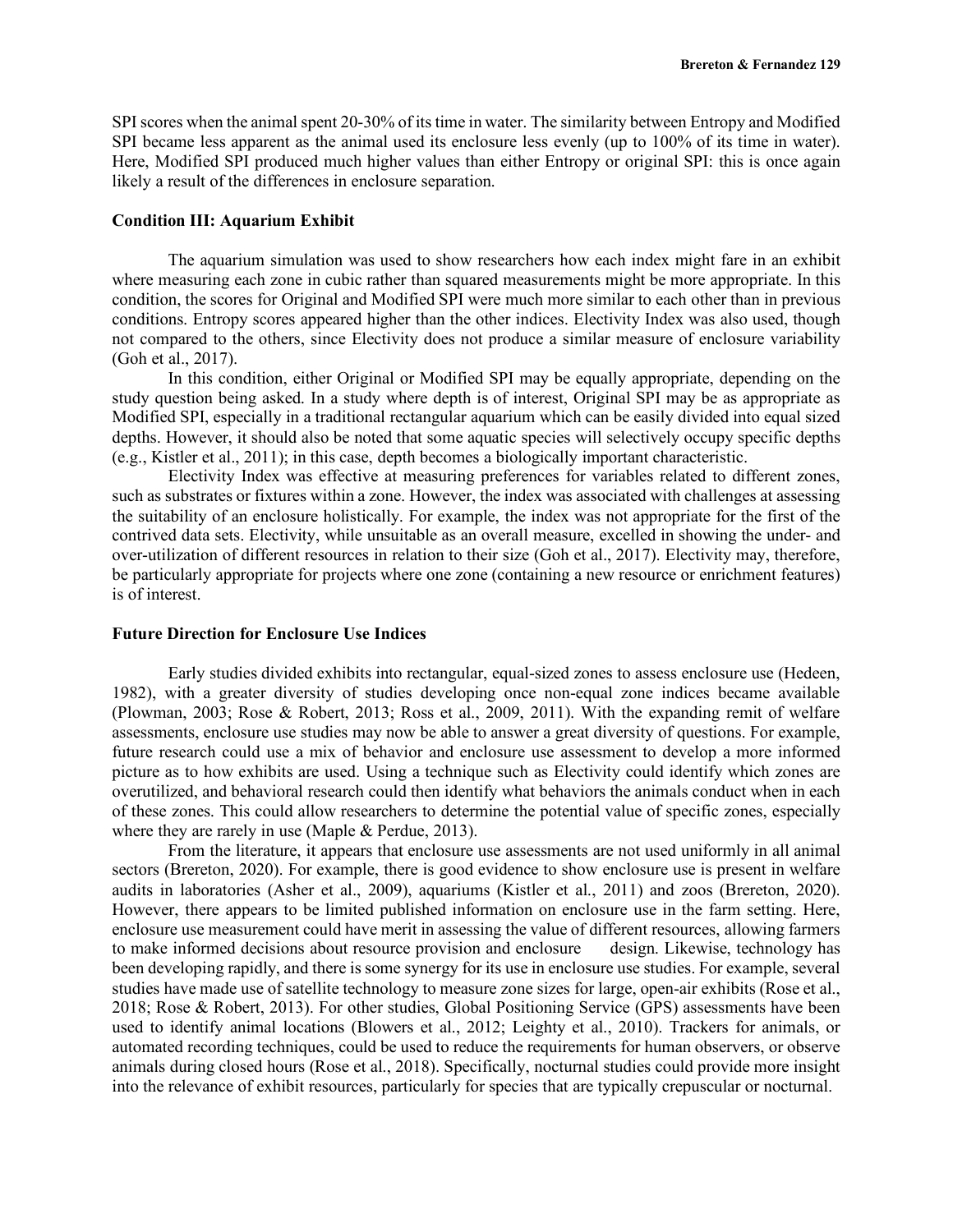SPI scores when the animal spent 20-30% of its time in water. The similarity between Entropy and Modified SPI became less apparent as the animal used its enclosure less evenly (up to 100% of its time in water). Here, Modified SPI produced much higher values than either Entropy or original SPI: this is once again likely a result of the differences in enclosure separation.

### Condition III: Aquarium Exhibit

The aquarium simulation was used to show researchers how each index might fare in an exhibit where measuring each zone in cubic rather than squared measurements might be more appropriate. In this condition, the scores for Original and Modified SPI were much more similar to each other than in previous conditions. Entropy scores appeared higher than the other indices. Electivity Index was also used, though not compared to the others, since Electivity does not produce a similar measure of enclosure variability (Goh et al., 2017).

In this condition, either Original or Modified SPI may be equally appropriate, depending on the study question being asked. In a study where depth is of interest, Original SPI may be as appropriate as Modified SPI, especially in a traditional rectangular aquarium which can be easily divided into equal sized depths. However, it should also be noted that some aquatic species will selectively occupy specific depths (e.g., Kistler et al., 2011); in this case, depth becomes a biologically important characteristic.

Electivity Index was effective at measuring preferences for variables related to different zones, such as substrates or fixtures within a zone. However, the index was associated with challenges at assessing the suitability of an enclosure holistically. For example, the index was not appropriate for the first of the contrived data sets. Electivity, while unsuitable as an overall measure, excelled in showing the under- and over-utilization of different resources in relation to their size (Goh et al., 2017). Electivity may, therefore, be particularly appropriate for projects where one zone (containing a new resource or enrichment features) is of interest.

### Future Direction for Enclosure Use Indices

Early studies divided exhibits into rectangular, equal-sized zones to assess enclosure use (Hedeen, 1982), with a greater diversity of studies developing once non-equal zone indices became available (Plowman, 2003; Rose & Robert, 2013; Ross et al., 2009, 2011). With the expanding remit of welfare assessments, enclosure use studies may now be able to answer a great diversity of questions. For example, future research could use a mix of behavior and enclosure use assessment to develop a more informed picture as to how exhibits are used. Using a technique such as Electivity could identify which zones are overutilized, and behavioral research could then identify what behaviors the animals conduct when in each of these zones. This could allow researchers to determine the potential value of specific zones, especially where they are rarely in use (Maple & Perdue, 2013).

From the literature, it appears that enclosure use assessments are not used uniformly in all animal sectors (Brereton, 2020). For example, there is good evidence to show enclosure use is present in welfare audits in laboratories (Asher et al., 2009), aquariums (Kistler et al., 2011) and zoos (Brereton, 2020). However, there appears to be limited published information on enclosure use in the farm setting. Here, enclosure use measurement could have merit in assessing the value of different resources, allowing farmers to make informed decisions about resource provision and enclosure design. Likewise, technology has been developing rapidly, and there is some synergy for its use in enclosure use studies. For example, several studies have made use of satellite technology to measure zone sizes for large, open-air exhibits (Rose et al., 2018; Rose & Robert, 2013). For other studies, Global Positioning Service (GPS) assessments have been used to identify animal locations (Blowers et al., 2012; Leighty et al., 2010). Trackers for animals, or automated recording techniques, could be used to reduce the requirements for human observers, or observe animals during closed hours (Rose et al., 2018). Specifically, nocturnal studies could provide more insight into the relevance of exhibit resources, particularly for species that are typically crepuscular or nocturnal.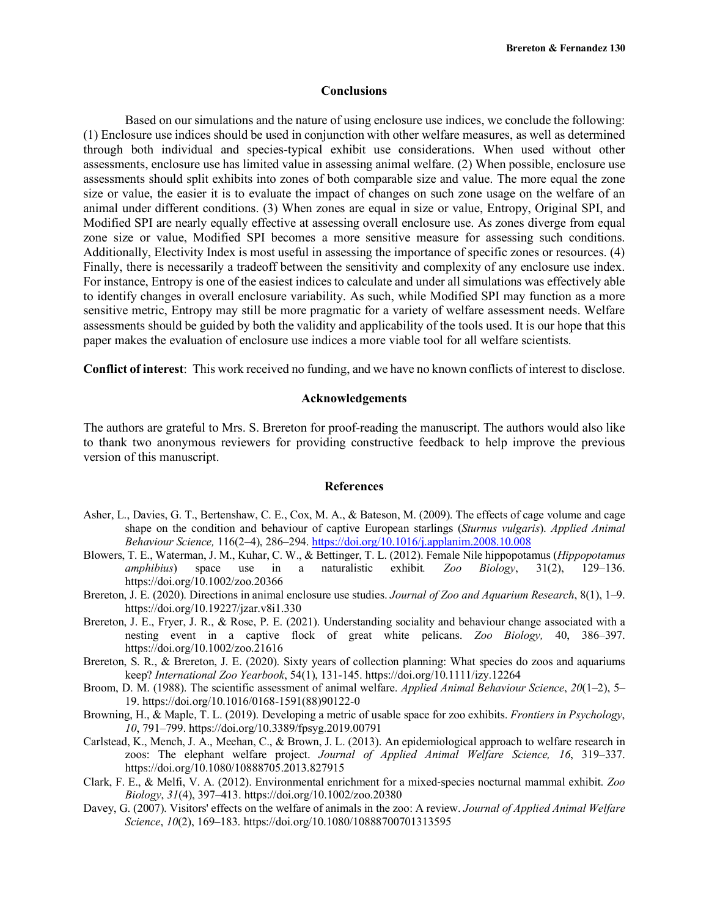## Conclusions

Based on our simulations and the nature of using enclosure use indices, we conclude the following: (1) Enclosure use indices should be used in conjunction with other welfare measures, as well as determined through both individual and species-typical exhibit use considerations. When used without other assessments, enclosure use has limited value in assessing animal welfare. (2) When possible, enclosure use assessments should split exhibits into zones of both comparable size and value. The more equal the zone size or value, the easier it is to evaluate the impact of changes on such zone usage on the welfare of an animal under different conditions. (3) When zones are equal in size or value, Entropy, Original SPI, and Modified SPI are nearly equally effective at assessing overall enclosure use. As zones diverge from equal zone size or value, Modified SPI becomes a more sensitive measure for assessing such conditions. Additionally, Electivity Index is most useful in assessing the importance of specific zones or resources. (4) Finally, there is necessarily a tradeoff between the sensitivity and complexity of any enclosure use index. For instance, Entropy is one of the easiest indices to calculate and under all simulations was effectively able to identify changes in overall enclosure variability. As such, while Modified SPI may function as a more sensitive metric, Entropy may still be more pragmatic for a variety of welfare assessment needs. Welfare assessments should be guided by both the validity and applicability of the tools used. It is our hope that this paper makes the evaluation of enclosure use indices a more viable tool for all welfare scientists.

**Conflict of interest**: This work received no funding, and we have no known conflicts of interest to disclose.

## Acknowledgements

The authors are grateful to Mrs. S. Brereton for proof-reading the manuscript. The authors would also like to thank two anonymous reviewers for providing constructive feedback to help improve the previous version of this manuscript.

## References

- Asher, L., Davies, G. T., Bertenshaw, C. E., Cox, M. A., & Bateson, M. (2009). The effects of cage volume and cage shape on the condition and behaviour of captive European starlings (*Sturnus vulgaris*). *Applied Animal Behaviour Science,* 116(2–4), 286–294. https://doi.org/10.1016/j.applanim.2008.10.008
- Blowers, T. E., Waterman, J. M., Kuhar, C. W., & Bettinger, T. L. (2012). Female Nile hippopotamus (*Hippopotamus amphibius*) space use in a naturalistic exhibit*. Zoo Biology*, 31(2), 129–136. https://doi.org/10.1002/zoo.20366
- Brereton, J. E. (2020). Directions in animal enclosure use studies. *Journal of Zoo and Aquarium Research*, 8(1), 1–9. https://doi.org/10.19227/jzar.v8i1.330
- Brereton, J. E., Fryer, J. R., & Rose, P. E. (2021). Understanding sociality and behaviour change associated with a nesting event in a captive flock of great white pelicans. *Zoo Biology,* 40, 386–397. https://doi.org/10.1002/zoo.21616
- Brereton, S. R., & Brereton, J. E. (2020). Sixty years of collection planning: What species do zoos and aquariums keep? *International Zoo Yearbook*, 54(1), 131-145. https://doi.org/10.1111/izy.12264
- Broom, D. M. (1988). The scientific assessment of animal welfare. *Applied Animal Behaviour Science*, *20*(1–2), 5–19. https://doi.org/10.1016/0168-1591(88)90122-0
- Browning, H., & Maple, T. L. (2019). Developing a metric of usable space for zoo exhibits. *Frontiers in Psychology*, *10*, 791–799. https://doi.org/10.3389/fpsyg.2019.00791
- Carlstead, K., Mench, J. A., Meehan, C., & Brown, J. L. (2013). An epidemiological approach to welfare research in zoos: The elephant welfare project. *Journal of Applied Animal Welfare Science, 16*, 319–337. https://doi.org/10.1080/10888705.2013.827915
- Clark, F. E., & Melfi, V. A. (2012). Environmental enrichment for a mixed-species nocturnal mammal exhibit. *Zoo Biology*, *31*(4), 397–413. https://doi.org/10.1002/zoo.20380
- Davey, G. (2007). Visitors' effects on the welfare of animals in the zoo: A review. *Journal of Applied Animal Welfare Science*, *10*(2), 169–183. https://doi.org/10.1080/10888700701313595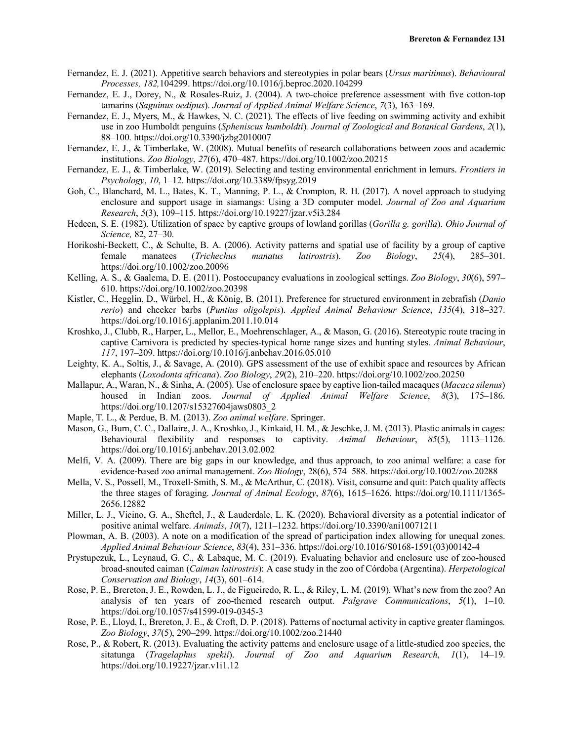Fernandez, E. J. (2021). Appetitive search behaviors and stereotypies in polar bears (*Ursus maritimus*). *Behavioural Processes, 182,*104299. https://doi.org/10.1016/j.beproc.2020.104299

Fernandez, E. J., Dorey, N., & Rosales-Ruiz, J. (2004). A two-choice preference assessment with five cotton-top tamarins (*Saguinus oedipus*). *Journal of Applied Animal Welfare Science*, *7*(3), 163–169.

Fernandez, E. J., Myers, M., & Hawkes, N. C. (2021). The effects of live feeding on swimming activity and exhibit use in zoo Humboldt penguins (*Spheniscus humboldti*). *Journal of Zoological and Botanical Gardens*, *2*(1), 88–100. https://doi.org/10.3390/jzbg2010007

Fernandez, E. J., & Timberlake, W. (2008). Mutual benefits of research collaborations between zoos and academic institutions. *Zoo Biology*, *27*(6), 470–487. https://doi.org/10.1002/zoo.20215

Fernandez, E. J., & Timberlake, W. (2019). Selecting and testing environmental enrichment in lemurs. *Frontiers in Psychology*, *10*, 1–12. https://doi.org/10.3389/fpsyg.2019

Goh, C., Blanchard, M. L., Bates, K. T., Manning, P. L., & Crompton, R. H. (2017). A novel approach to studying enclosure and support usage in siamangs: Using a 3D computer model. *Journal of Zoo and Aquarium Research*, *5*(3), 109–115. https://doi.org/10.19227/jzar.v5i3.284

Hedeen, S. E. (1982). Utilization of space by captive groups of lowland gorillas (*Gorilla g. gorilla*). *Ohio Journal of Science,* 82, 27–30.

Horikoshi‐Beckett, C., & Schulte, B. A. (2006). Activity patterns and spatial use of facility by a group of captive female manatees (*Trichechus manatus latirostris*). *Zoo Biology*, *25*(4), 285–301. https://doi.org/10.1002/zoo.20096

Kelling, A. S., & Gaalema, D. E. (2011). Postoccupancy evaluations in zoological settings. *Zoo Biology*, *30*(6), 597–610. https://doi.org/10.1002/zoo.20398

Kistler, C., Hegglin, D., Würbel, H., & König, B. (2011). Preference for structured environment in zebrafish (*Danio rerio*) and checker barbs (*Puntius oligolepis*). *Applied Animal Behaviour Science*, *135*(4), 318–327. https://doi.org/10.1016/j.applanim.2011.10.014

Kroshko, J., Clubb, R., Harper, L., Mellor, E., Moehrenschlager, A., & Mason, G. (2016). Stereotypic route tracing in captive Carnivora is predicted by species-typical home range sizes and hunting styles. *Animal Behaviour*, *117*, 197–209. https://doi.org/10.1016/j.anbehav.2016.05.010

Leighty, K. A., Soltis, J., & Savage, A. (2010). GPS assessment of the use of exhibit space and resources by African elephants (*Loxodonta africana*). *Zoo Biology*, *29*(2), 210–220. https://doi.org/10.1002/zoo.20250

Mallapur, A., Waran, N., & Sinha, A. (2005). Use of enclosure space by captive lion-tailed macaques (*Macaca silenus*) housed in Indian zoos. *Journal of Applied Animal Welfare Science*, *8*(3), 175–186. https://doi.org/10.1207/s15327604jaws0803_2

Maple, T. L., & Perdue, B. M. (2013). *Zoo animal welfare*. Springer.

Mason, G., Burn, C. C., Dallaire, J. A., Kroshko, J., Kinkaid, H. M., & Jeschke, J. M. (2013). Plastic animals in cages: Behavioural flexibility and responses to captivity. *Animal Behaviour*, *85*(5), 1113–1126. https://doi.org/10.1016/j.anbehav.2013.02.002

Melfi, V. A. (2009). There are big gaps in our knowledge, and thus approach, to zoo animal welfare: a case for evidence‐based zoo animal management. *Zoo Biology*, 28(6), 574–588. https://doi.org/10.1002/zoo.20288

Mella, V. S., Possell, M., Troxell‐Smith, S. M., & McArthur, C. (2018). Visit, consume and quit: Patch quality affects the three stages of foraging. *Journal of Animal Ecology*, *87*(6), 1615–1626. https://doi.org/10.1111/1365-2656.12882

Miller, L. J., Vicino, G. A., Sheftel, J., & Lauderdale, L. K. (2020). Behavioral diversity as a potential indicator of positive animal welfare. *Animals*, *10*(7), 1211–1232. https://doi.org/10.3390/ani10071211

Plowman, A. B. (2003). A note on a modification of the spread of participation index allowing for unequal zones. *Applied Animal Behaviour Science*, *83*(4), 331–336. https://doi.org/10.1016/S0168-1591(03)00142-4

Prystupczuk, L., Leynaud, G. C., & Labaque, M. C. (2019). Evaluating behavior and enclosure use of zoo-housed broad-snouted caiman (*Caiman latirostris*): A case study in the zoo of Córdoba (Argentina). *Herpetological Conservation and Biology*, *14*(3), 601–614.

Rose, P. E., Brereton, J. E., Rowden, L. J., de Figueiredo, R. L., & Riley, L. M. (2019). What's new from the zoo? An analysis of ten years of zoo-themed research output. *Palgrave Communications*, *5*(1), 1–10. https://doi.org/10.1057/s41599-019-0345-3

Rose, P. E., Lloyd, I., Brereton, J. E., & Croft, D. P. (2018). Patterns of nocturnal activity in captive greater flamingos. *Zoo Biology*, *37*(5), 290–299. https://doi.org/10.1002/zoo.21440

Rose, P., & Robert, R. (2013). Evaluating the activity patterns and enclosure usage of a little-studied zoo species, the sitatunga (*Tragelaphus spekii*). *Journal of Zoo and Aquarium Research*, *1*(1), 14–19. https://doi.org/10.19227/jzar.v1i1.12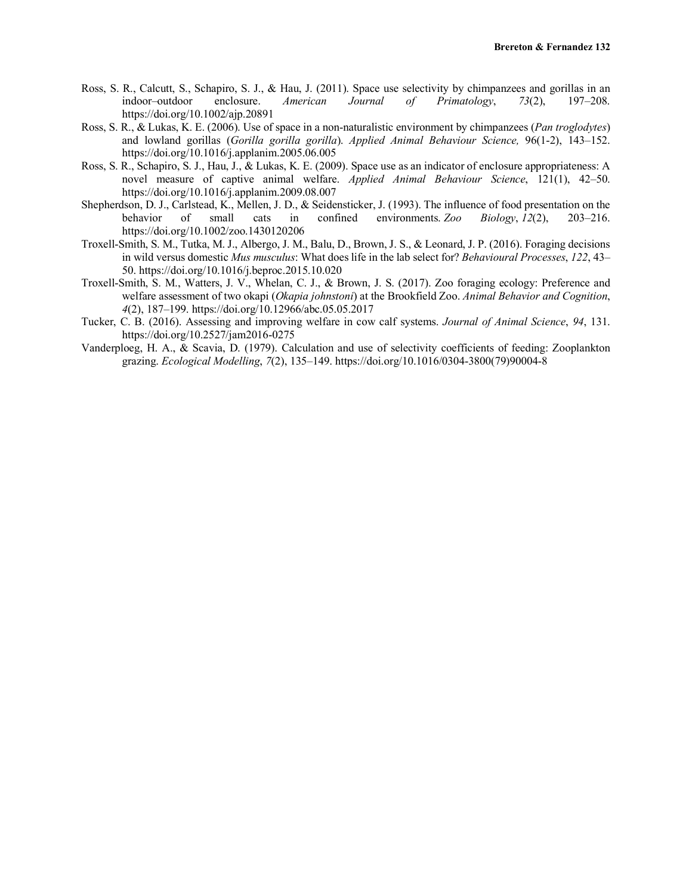Ross, S. R., Calcutt, S., Schapiro, S. J., & Hau, J. (2011). Space use selectivity by chimpanzees and gorillas in an indoor–outdoor enclosure. *American Journal of Primatology*, *73*(2), 197–208. https://doi.org/10.1002/ajp.20891

Ross, S. R., & Lukas, K. E. (2006). Use of space in a non-naturalistic environment by chimpanzees (*Pan troglodytes*) and lowland gorillas (*Gorilla gorilla gorilla*). *Applied Animal Behaviour Science,* 96(1-2), 143–152. https://doi.org/10.1016/j.applanim.2005.06.005

Ross, S. R., Schapiro, S. J., Hau, J., & Lukas, K. E. (2009). Space use as an indicator of enclosure appropriateness: A novel measure of captive animal welfare. *Applied Animal Behaviour Science*, 121(1), 42–50. https://doi.org/10.1016/j.applanim.2009.08.007

Shepherdson, D. J., Carlstead, K., Mellen, J. D., & Seidensticker, J. (1993). The influence of food presentation on the behavior of small cats in confined environments. *Zoo Biology*, *12*(2), 203–216. https://doi.org/10.1002/zoo.1430120206

Troxell-Smith, S. M., Tutka, M. J., Albergo, J. M., Balu, D., Brown, J. S., & Leonard, J. P. (2016). Foraging decisions in wild versus domestic *Mus musculus*: What does life in the lab select for? *Behavioural Processes*, *122*, 43–50. https://doi.org/10.1016/j.beproc.2015.10.020

Troxell-Smith, S. M., Watters, J. V., Whelan, C. J., & Brown, J. S. (2017). Zoo foraging ecology: Preference and welfare assessment of two okapi (*Okapia johnstoni*) at the Brookfield Zoo. *Animal Behavior and Cognition*, *4*(2), 187–199. https://doi.org/10.12966/abc.05.05.2017

Tucker, C. B. (2016). Assessing and improving welfare in cow calf systems. *Journal of Animal Science*, *94*, 131. https://doi.org/10.2527/jam2016-0275

Vanderploeg, H. A., & Scavia, D. (1979). Calculation and use of selectivity coefficients of feeding: Zooplankton grazing. *Ecological Modelling*, *7*(2), 135–149. https://doi.org/10.1016/0304-3800(79)90004-8